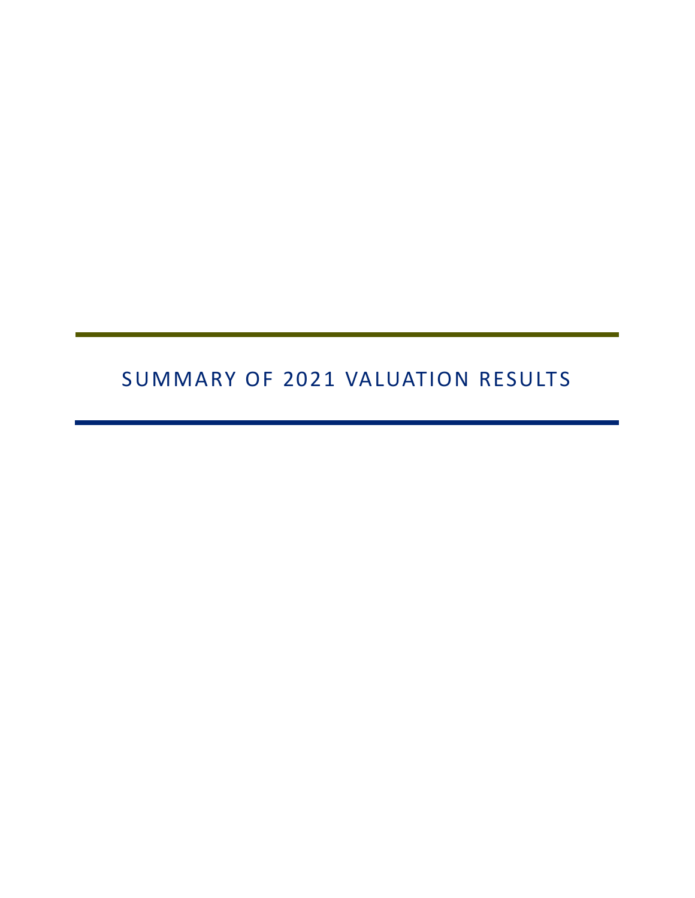# SUMMARY OF 2021 VALUATION RESULTS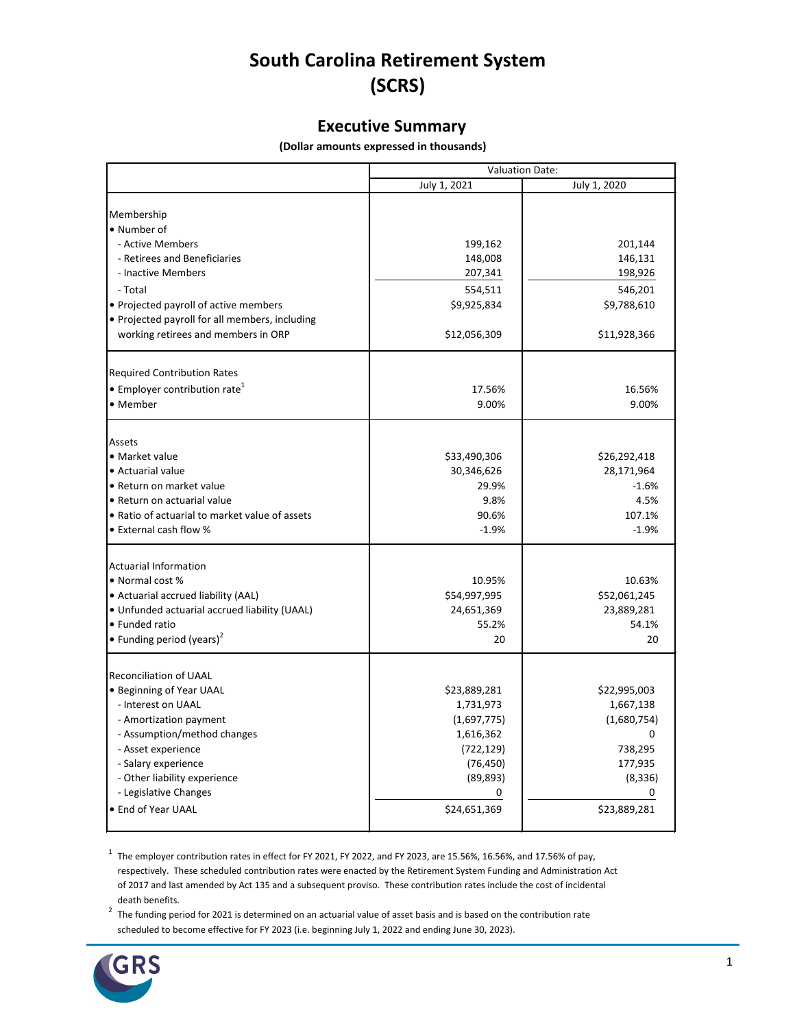# South Carolina Retirement System (SCRS)

## Executive Summary

**(Dollar amounts expressed in thousands)**

| | Valuation Date: | |
|---|---|---|
| | July 1, 2021 | July 1, 2020 |
| **Membership** | | |
| • Number of | | |
| - Active Members | 199,162 | 201,144 |
| - Retirees and Beneficiaries | 148,008 | 146,131 |
| - Inactive Members | 207,341 | 198,926 |
| - Total | 554,511 | 546,201 |
| • Projected payroll of active members | $9,925,834 | $9,788,610 |
| • Projected payroll for all members, including working retirees and members in ORP | $12,056,309 | $11,928,366 |
| **Required Contribution Rates** | | |
| • Employer contribution rate[1] | 17.56% | 16.56% |
| • Member | 9.00% | 9.00% |
| **Assets** | | |
| • Market value | $33,490,306 | $26,292,418 |
| • Actuarial value | 30,346,626 | 28,171,964 |
| • Return on market value | 29.9% | -1.6% |
| • Return on actuarial value | 9.8% | 4.5% |
| • Ratio of actuarial to market value of assets | 90.6% | 107.1% |
| • External cash flow % | -1.9% | -1.9% |
| **Actuarial Information** | | |
| • Normal cost % | 10.95% | 10.63% |
| • Actuarial accrued liability (AAL) | $54,997,995 | $52,061,245 |
| • Unfunded actuarial accrued liability (UAAL) | 24,651,369 | 23,889,281 |
| • Funded ratio | 55.2% | 54.1% |
| • Funding period (years)[2] | 20 | 20 |
| **Reconciliation of UAAL** | | |
| • Beginning of Year UAAL | $23,889,281 | $22,995,003 |
| - Interest on UAAL | 1,731,973 | 1,667,138 |
| - Amortization payment | (1,697,775) | (1,680,754) |
| - Assumption/method changes | 1,616,362 | 0 |
| - Asset experience | (722,129) | 738,295 |
| - Salary experience | (76,450) | 177,935 |
| - Other liability experience | (89,893) | (8,336) |
| - Legislative Changes | 0 | 0 |
| • End of Year UAAL | $24,651,369 | $23,889,281 |

[1] The employer contribution rates in effect for FY 2021, FY 2022, and FY 2023, are 15.56%, 16.56%, and 17.56% of pay, respectively. These scheduled contribution rates were enacted by the Retirement System Funding and Administration Act of 2017 and last amended by Act 135 and a subsequent proviso. These contribution rates include the cost of incidental death benefits.

[2] The funding period for 2021 is determined on an actuarial value of asset basis and is based on the contribution rate scheduled to become effective for FY 2023 (i.e. beginning July 1, 2022 and ending June 30, 2023).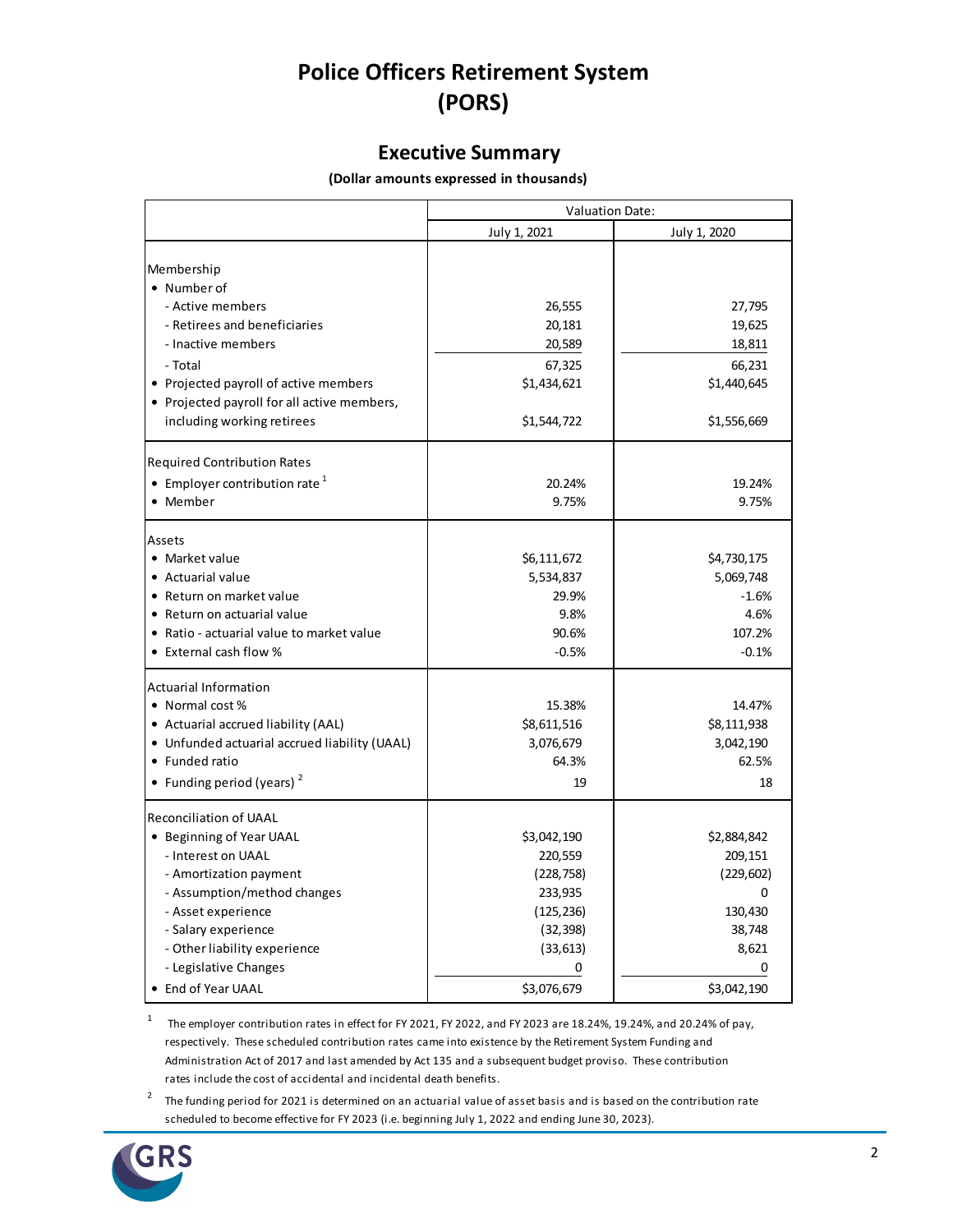# Police Officers Retirement System (PORS)

## Executive Summary

**(Dollar amounts expressed in thousands)**

| | Valuation Date: | |
|---|---|---|
| | July 1, 2021 | July 1, 2020 |
| **Membership** | | |
| • Number of | | |
| - Active members | 26,555 | 27,795 |
| - Retirees and beneficiaries | 20,181 | 19,625 |
| - Inactive members | 20,589 | 18,811 |
| - Total | 67,325 | 66,231 |
| • Projected payroll of active members | $1,434,621 | $1,440,645 |
| • Projected payroll for all active members, including working retirees | $1,544,722 | $1,556,669 |
| **Required Contribution Rates** | | |
| • Employer contribution rate [1] | 20.24% | 19.24% |
| • Member | 9.75% | 9.75% |
| **Assets** | | |
| • Market value | $6,111,672 | $4,730,175 |
| • Actuarial value | 5,534,837 | 5,069,748 |
| • Return on market value | 29.9% | -1.6% |
| • Return on actuarial value | 9.8% | 4.6% |
| • Ratio - actuarial value to market value | 90.6% | 107.2% |
| • External cash flow % | -0.5% | -0.1% |
| **Actuarial Information** | | |
| • Normal cost % | 15.38% | 14.47% |
| • Actuarial accrued liability (AAL) | $8,611,516 | $8,111,938 |
| • Unfunded actuarial accrued liability (UAAL) | 3,076,679 | 3,042,190 |
| • Funded ratio | 64.3% | 62.5% |
| • Funding period (years) [2] | 19 | 18 |
| **Reconciliation of UAAL** | | |
| • Beginning of Year UAAL | $3,042,190 | $2,884,842 |
| - Interest on UAAL | 220,559 | 209,151 |
| - Amortization payment | (228,758) | (229,602) |
| - Assumption/method changes | 233,935 | 0 |
| - Asset experience | (125,236) | 130,430 |
| - Salary experience | (32,398) | 38,748 |
| - Other liability experience | (33,613) | 8,621 |
| - Legislative Changes | 0 | 0 |
| • End of Year UAAL | $3,076,679 | $3,042,190 |

[1] The employer contribution rates in effect for FY 2021, FY 2022, and FY 2023 are 18.24%, 19.24%, and 20.24% of pay, respectively. These scheduled contribution rates came into existence by the Retirement System Funding and Administration Act of 2017 and last amended by Act 135 and a subsequent budget proviso. These contribution rates include the cost of accidental and incidental death benefits.

[2] The funding period for 2021 is determined on an actuarial value of asset basis and is based on the contribution rate scheduled to become effective for FY 2023 (i.e. beginning July 1, 2022 and ending June 30, 2023).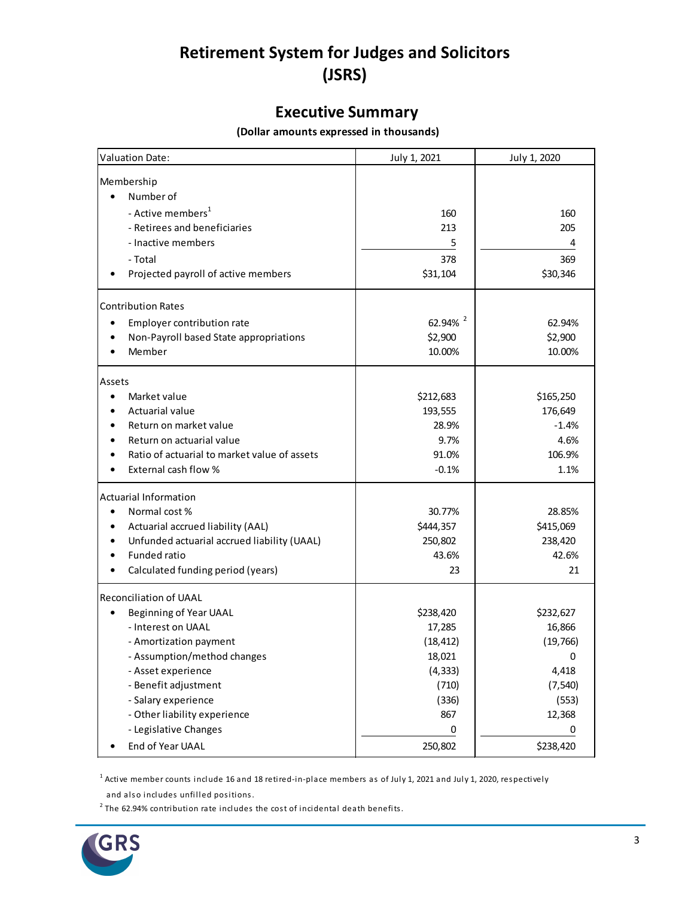# Retirement System for Judges and Solicitors (JSRS)

## Executive Summary

**(Dollar amounts expressed in thousands)**

| Valuation Date: | July 1, 2021 | July 1, 2020 |
|---|---|---|
| **Membership** | | |
| • Number of | | |
| - Active members[1] | 160 | 160 |
| - Retirees and beneficiaries | 213 | 205 |
| - Inactive members | 5 | 4 |
| - Total | 378 | 369 |
| • Projected payroll of active members | $31,104 | $30,346 |
| **Contribution Rates** | | |
| • Employer contribution rate | 62.94% [2] | 62.94% |
| • Non-Payroll based State appropriations | $2,900 | $2,900 |
| • Member | 10.00% | 10.00% |
| **Assets** | | |
| • Market value | $212,683 | $165,250 |
| • Actuarial value | 193,555 | 176,649 |
| • Return on market value | 28.9% | -1.4% |
| • Return on actuarial value | 9.7% | 4.6% |
| • Ratio of actuarial to market value of assets | 91.0% | 106.9% |
| • External cash flow % | -0.1% | 1.1% |
| **Actuarial Information** | | |
| • Normal cost % | 30.77% | 28.85% |
| • Actuarial accrued liability (AAL) | $444,357 | $415,069 |
| • Unfunded actuarial accrued liability (UAAL) | 250,802 | 238,420 |
| • Funded ratio | 43.6% | 42.6% |
| • Calculated funding period (years) | 23 | 21 |
| **Reconciliation of UAAL** | | |
| • Beginning of Year UAAL | $238,420 | $232,627 |
| - Interest on UAAL | 17,285 | 16,866 |
| - Amortization payment | (18,412) | (19,766) |
| - Assumption/method changes | 18,021 | 0 |
| - Asset experience | (4,333) | 4,418 |
| - Benefit adjustment | (710) | (7,540) |
| - Salary experience | (336) | (553) |
| - Other liability experience | 867 | 12,368 |
| - Legislative Changes | 0 | 0 |
| • End of Year UAAL | 250,802 | $238,420 |

[1] Active member counts include 16 and 18 retired-in-place members as of July 1, 2021 and July 1, 2020, respectively and also includes unfilled positions.

[2] The 62.94% contribution rate includes the cost of incidental death benefits.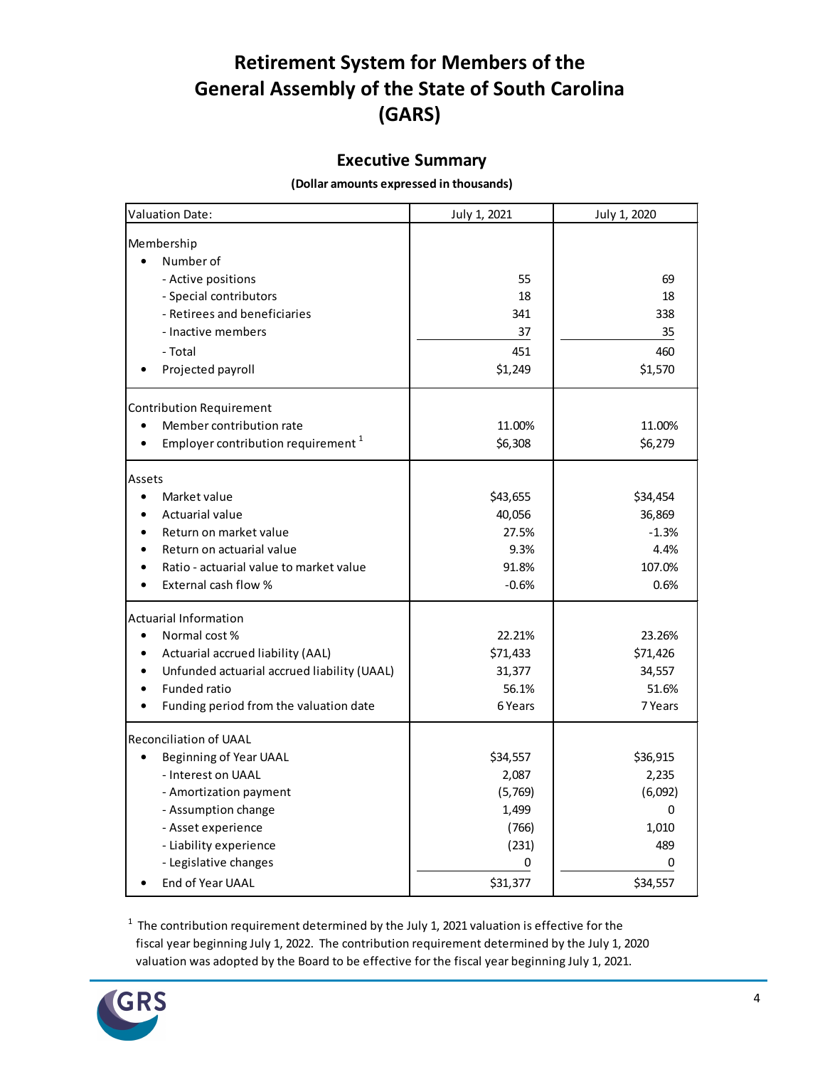# Retirement System for Members of the General Assembly of the State of South Carolina (GARS)

## Executive Summary

**(Dollar amounts expressed in thousands)**

| Valuation Date: | July 1, 2021 | July 1, 2020 |
|---|---|---|
| **Membership** | | |
| • Number of | | |
| - Active positions | 55 | 69 |
| - Special contributors | 18 | 18 |
| - Retirees and beneficiaries | 341 | 338 |
| - Inactive members | 37 | 35 |
| - Total | 451 | 460 |
| • Projected payroll | $1,249 | $1,570 |
| **Contribution Requirement** | | |
| • Member contribution rate | 11.00% | 11.00% |
| • Employer contribution requirement [1] | $6,308 | $6,279 |
| **Assets** | | |
| • Market value | $43,655 | $34,454 |
| • Actuarial value | 40,056 | 36,869 |
| • Return on market value | 27.5% | -1.3% |
| • Return on actuarial value | 9.3% | 4.4% |
| • Ratio - actuarial value to market value | 91.8% | 107.0% |
| • External cash flow % | -0.6% | 0.6% |
| **Actuarial Information** | | |
| • Normal cost % | 22.21% | 23.26% |
| • Actuarial accrued liability (AAL) | $71,433 | $71,426 |
| • Unfunded actuarial accrued liability (UAAL) | 31,377 | 34,557 |
| • Funded ratio | 56.1% | 51.6% |
| • Funding period from the valuation date | 6 Years | 7 Years |
| **Reconciliation of UAAL** | | |
| • Beginning of Year UAAL | $34,557 | $36,915 |
| - Interest on UAAL | 2,087 | 2,235 |
| - Amortization payment | (5,769) | (6,092) |
| - Assumption change | 1,499 | 0 |
| - Asset experience | (766) | 1,010 |
| - Liability experience | (231) | 489 |
| - Legislative changes | 0 | 0 |
| • End of Year UAAL | $31,377 | $34,557 |

[1] The contribution requirement determined by the July 1, 2021 valuation is effective for the fiscal year beginning July 1, 2022. The contribution requirement determined by the July 1, 2020 valuation was adopted by the Board to be effective for the fiscal year beginning July 1, 2021.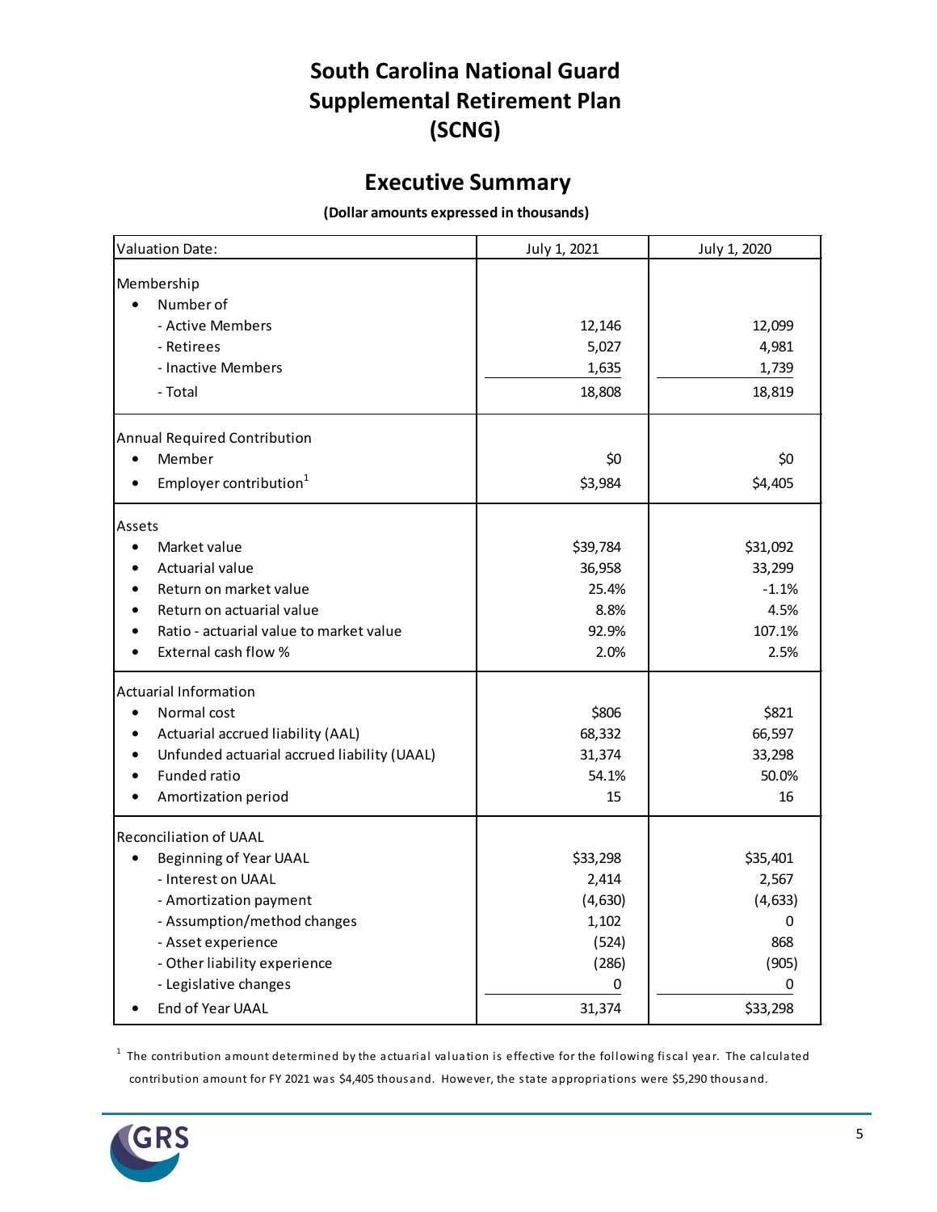# South Carolina National Guard Supplemental Retirement Plan (SCNG)

## Executive Summary

**(Dollar amounts expressed in thousands)**

| Valuation Date: | July 1, 2021 | July 1, 2020 |
|---|---|---|
| Membership | | |
| • Number of | | |
| - Active Members | 12,146 | 12,099 |
| - Retirees | 5,027 | 4,981 |
| - Inactive Members | 1,635 | 1,739 |
| - Total | 18,808 | 18,819 |
| Annual Required Contribution | | |
| • Member | $0 | $0 |
| • Employer contribution[1] | $3,984 | $4,405 |
| Assets | | |
| • Market value | $39,784 | $31,092 |
| • Actuarial value | 36,958 | 33,299 |
| • Return on market value | 25.4% | -1.1% |
| • Return on actuarial value | 8.8% | 4.5% |
| • Ratio - actuarial value to market value | 92.9% | 107.1% |
| • External cash flow % | 2.0% | 2.5% |
| Actuarial Information | | |
| • Normal cost | $806 | $821 |
| • Actuarial accrued liability (AAL) | 68,332 | 66,597 |
| • Unfunded actuarial accrued liability (UAAL) | 31,374 | 33,298 |
| • Funded ratio | 54.1% | 50.0% |
| • Amortization period | 15 | 16 |
| Reconciliation of UAAL | | |
| • Beginning of Year UAAL | $33,298 | $35,401 |
| - Interest on UAAL | 2,414 | 2,567 |
| - Amortization payment | (4,630) | (4,633) |
| - Assumption/method changes | 1,102 | 0 |
| - Asset experience | (524) | 868 |
| - Other liability experience | (286) | (905) |
| - Legislative changes | 0 | 0 |
| • End of Year UAAL | 31,374 | $33,298 |

[1] The contribution amount determined by the actuarial valuation is effective for the following fiscal year. The calculated contribution amount for FY 2021 was $4,405 thousand. However, the state appropriations were $5,290 thousand.